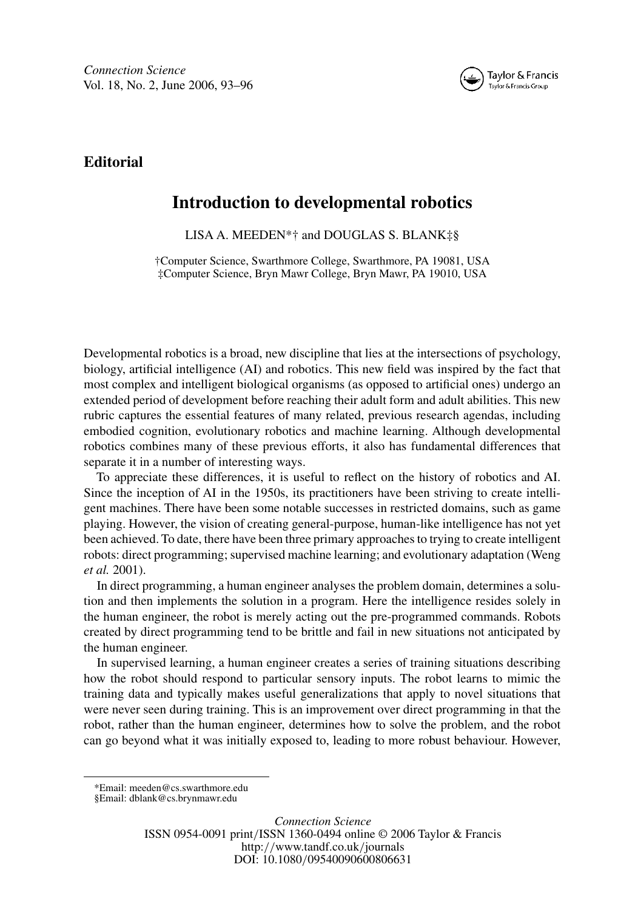**Editorial**

# Introduction to developmental robotics

LISA A. MEEDEN*† and DOUGLAS S. BLANK‡§

†Computer Science, Swarthmore College, Swarthmore, PA 19081, USA
‡Computer Science, Bryn Mawr College, Bryn Mawr, PA 19010, USA

Developmental robotics is a broad, new discipline that lies at the intersections of psychology, biology, artificial intelligence (AI) and robotics. This new field was inspired by the fact that most complex and intelligent biological organisms (as opposed to artificial ones) undergo an extended period of development before reaching their adult form and adult abilities. This new rubric captures the essential features of many related, previous research agendas, including embodied cognition, evolutionary robotics and machine learning. Although developmental robotics combines many of these previous efforts, it also has fundamental differences that separate it in a number of interesting ways.

To appreciate these differences, it is useful to reflect on the history of robotics and AI. Since the inception of AI in the 1950s, its practitioners have been striving to create intelligent machines. There have been some notable successes in restricted domains, such as game playing. However, the vision of creating general-purpose, human-like intelligence has not yet been achieved. To date, there have been three primary approaches to trying to create intelligent robots: direct programming; supervised machine learning; and evolutionary adaptation (Weng *et al.* 2001).

In direct programming, a human engineer analyses the problem domain, determines a solution and then implements the solution in a program. Here the intelligence resides solely in the human engineer, the robot is merely acting out the pre-programmed commands. Robots created by direct programming tend to be brittle and fail in new situations not anticipated by the human engineer.

In supervised learning, a human engineer creates a series of training situations describing how the robot should respond to particular sensory inputs. The robot learns to mimic the training data and typically makes useful generalizations that apply to novel situations that were never seen during training. This is an improvement over direct programming in that the robot, rather than the human engineer, determines how to solve the problem, and the robot can go beyond what it was initially exposed to, leading to more robust behaviour. However,

*Email: meeden@cs.swarthmore.edu
§Email: dblank@cs.brynmawr.edu

*Connection Science*
ISSN 0954-0091 print/ISSN 1360-0494 online © 2006 Taylor & Francis
http://www.tandf.co.uk/journals
DOI: 10.1080/09540090600806631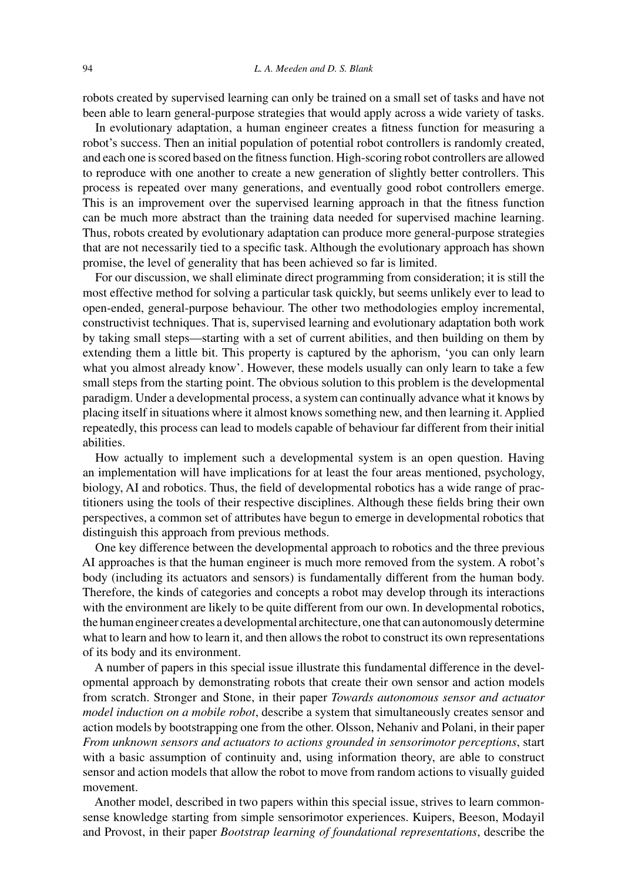robots created by supervised learning can only be trained on a small set of tasks and have not been able to learn general-purpose strategies that would apply across a wide variety of tasks.

In evolutionary adaptation, a human engineer creates a fitness function for measuring a robot's success. Then an initial population of potential robot controllers is randomly created, and each one is scored based on the fitness function. High-scoring robot controllers are allowed to reproduce with one another to create a new generation of slightly better controllers. This process is repeated over many generations, and eventually good robot controllers emerge. This is an improvement over the supervised learning approach in that the fitness function can be much more abstract than the training data needed for supervised machine learning. Thus, robots created by evolutionary adaptation can produce more general-purpose strategies that are not necessarily tied to a specific task. Although the evolutionary approach has shown promise, the level of generality that has been achieved so far is limited.

For our discussion, we shall eliminate direct programming from consideration; it is still the most effective method for solving a particular task quickly, but seems unlikely ever to lead to open-ended, general-purpose behaviour. The other two methodologies employ incremental, constructivist techniques. That is, supervised learning and evolutionary adaptation both work by taking small steps—starting with a set of current abilities, and then building on them by extending them a little bit. This property is captured by the aphorism, 'you can only learn what you almost already know'. However, these models usually can only learn to take a few small steps from the starting point. The obvious solution to this problem is the developmental paradigm. Under a developmental process, a system can continually advance what it knows by placing itself in situations where it almost knows something new, and then learning it. Applied repeatedly, this process can lead to models capable of behaviour far different from their initial abilities.

How actually to implement such a developmental system is an open question. Having an implementation will have implications for at least the four areas mentioned, psychology, biology, AI and robotics. Thus, the field of developmental robotics has a wide range of practitioners using the tools of their respective disciplines. Although these fields bring their own perspectives, a common set of attributes have begun to emerge in developmental robotics that distinguish this approach from previous methods.

One key difference between the developmental approach to robotics and the three previous AI approaches is that the human engineer is much more removed from the system. A robot's body (including its actuators and sensors) is fundamentally different from the human body. Therefore, the kinds of categories and concepts a robot may develop through its interactions with the environment are likely to be quite different from our own. In developmental robotics, the human engineer creates a developmental architecture, one that can autonomously determine what to learn and how to learn it, and then allows the robot to construct its own representations of its body and its environment.

A number of papers in this special issue illustrate this fundamental difference in the developmental approach by demonstrating robots that create their own sensor and action models from scratch. Stronger and Stone, in their paper *Towards autonomous sensor and actuator model induction on a mobile robot*, describe a system that simultaneously creates sensor and action models by bootstrapping one from the other. Olsson, Nehaniv and Polani, in their paper *From unknown sensors and actuators to actions grounded in sensorimotor perceptions*, start with a basic assumption of continuity and, using information theory, are able to construct sensor and action models that allow the robot to move from random actions to visually guided movement.

Another model, described in two papers within this special issue, strives to learn commonsense knowledge starting from simple sensorimotor experiences. Kuipers, Beeson, Modayil and Provost, in their paper *Bootstrap learning of foundational representations*, describe the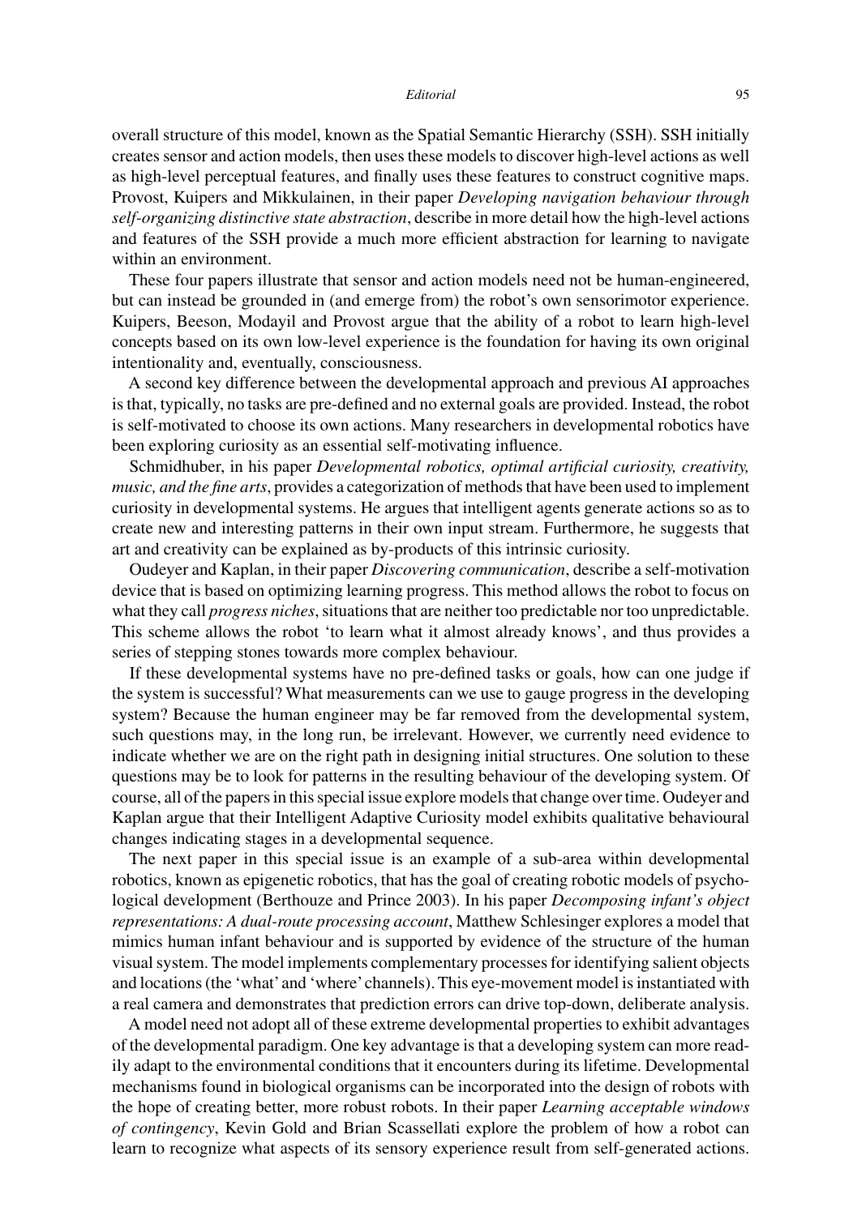overall structure of this model, known as the Spatial Semantic Hierarchy (SSH). SSH initially creates sensor and action models, then uses these models to discover high-level actions as well as high-level perceptual features, and finally uses these features to construct cognitive maps. Provost, Kuipers and Mikkulainen, in their paper *Developing navigation behaviour through self-organizing distinctive state abstraction*, describe in more detail how the high-level actions and features of the SSH provide a much more efficient abstraction for learning to navigate within an environment.

These four papers illustrate that sensor and action models need not be human-engineered, but can instead be grounded in (and emerge from) the robot's own sensorimotor experience. Kuipers, Beeson, Modayil and Provost argue that the ability of a robot to learn high-level concepts based on its own low-level experience is the foundation for having its own original intentionality and, eventually, consciousness.

A second key difference between the developmental approach and previous AI approaches is that, typically, no tasks are pre-defined and no external goals are provided. Instead, the robot is self-motivated to choose its own actions. Many researchers in developmental robotics have been exploring curiosity as an essential self-motivating influence.

Schmidhuber, in his paper *Developmental robotics, optimal artificial curiosity, creativity, music, and the fine arts*, provides a categorization of methods that have been used to implement curiosity in developmental systems. He argues that intelligent agents generate actions so as to create new and interesting patterns in their own input stream. Furthermore, he suggests that art and creativity can be explained as by-products of this intrinsic curiosity.

Oudeyer and Kaplan, in their paper *Discovering communication*, describe a self-motivation device that is based on optimizing learning progress. This method allows the robot to focus on what they call *progress niches*, situations that are neither too predictable nor too unpredictable. This scheme allows the robot 'to learn what it almost already knows', and thus provides a series of stepping stones towards more complex behaviour.

If these developmental systems have no pre-defined tasks or goals, how can one judge if the system is successful? What measurements can we use to gauge progress in the developing system? Because the human engineer may be far removed from the developmental system, such questions may, in the long run, be irrelevant. However, we currently need evidence to indicate whether we are on the right path in designing initial structures. One solution to these questions may be to look for patterns in the resulting behaviour of the developing system. Of course, all of the papers in this special issue explore models that change over time. Oudeyer and Kaplan argue that their Intelligent Adaptive Curiosity model exhibits qualitative behavioural changes indicating stages in a developmental sequence.

The next paper in this special issue is an example of a sub-area within developmental robotics, known as epigenetic robotics, that has the goal of creating robotic models of psychological development (Berthouze and Prince 2003). In his paper *Decomposing infant's object representations: A dual-route processing account*, Matthew Schlesinger explores a model that mimics human infant behaviour and is supported by evidence of the structure of the human visual system. The model implements complementary processes for identifying salient objects and locations (the 'what' and 'where' channels). This eye-movement model is instantiated with a real camera and demonstrates that prediction errors can drive top-down, deliberate analysis.

A model need not adopt all of these extreme developmental properties to exhibit advantages of the developmental paradigm. One key advantage is that a developing system can more readily adapt to the environmental conditions that it encounters during its lifetime. Developmental mechanisms found in biological organisms can be incorporated into the design of robots with the hope of creating better, more robust robots. In their paper *Learning acceptable windows of contingency*, Kevin Gold and Brian Scassellati explore the problem of how a robot can learn to recognize what aspects of its sensory experience result from self-generated actions.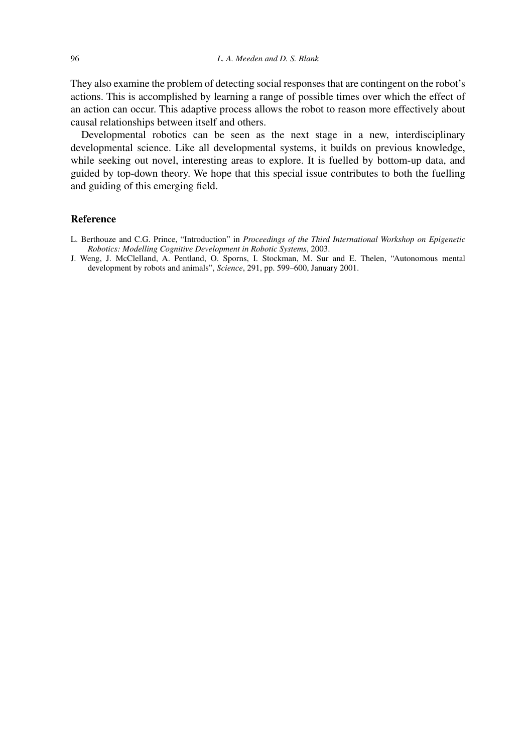They also examine the problem of detecting social responses that are contingent on the robot's actions. This is accomplished by learning a range of possible times over which the effect of an action can occur. This adaptive process allows the robot to reason more effectively about causal relationships between itself and others.

Developmental robotics can be seen as the next stage in a new, interdisciplinary developmental science. Like all developmental systems, it builds on previous knowledge, while seeking out novel, interesting areas to explore. It is fuelled by bottom-up data, and guided by top-down theory. We hope that this special issue contributes to both the fuelling and guiding of this emerging field.

## Reference

L. Berthouze and C.G. Prince, "Introduction" in *Proceedings of the Third International Workshop on Epigenetic Robotics: Modelling Cognitive Development in Robotic Systems*, 2003.

J. Weng, J. McClelland, A. Pentland, O. Sporns, I. Stockman, M. Sur and E. Thelen, "Autonomous mental development by robots and animals", *Science*, 291, pp. 599–600, January 2001.